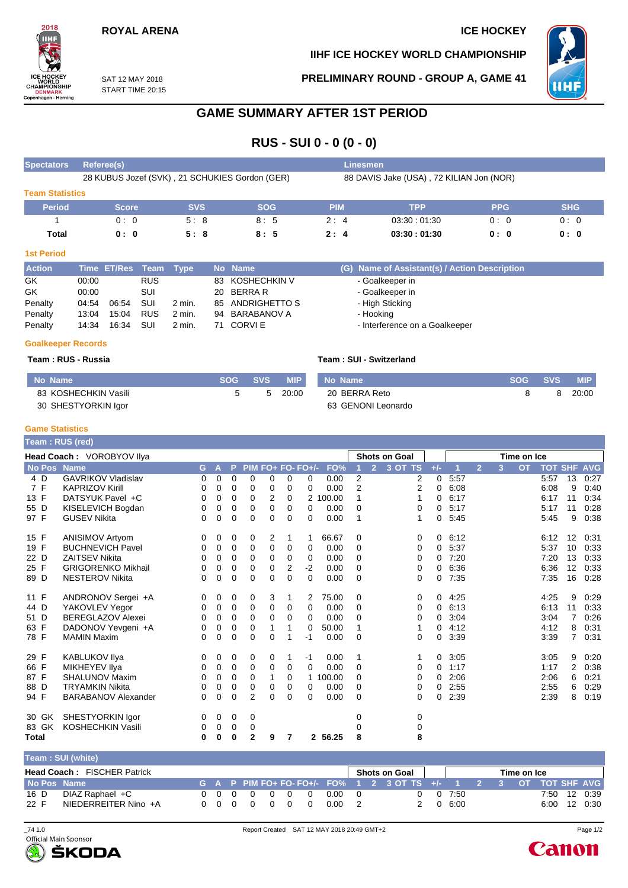ROYAL ARENA

ICE HOCKEY

IIHF ICE HOCKEY WORLD CHAMPIONSHIP

SAT 12 MAY 2018
START TIME 20:15

PRELIMINARY ROUND - GROUP A, GAME 41

# GAME SUMMARY AFTER 1ST PERIOD

## RUS - SUI 0 - 0 (0 - 0)

| Spectators | Referee(s) | Linesmen |
|---|---|---|
| | 28 KUBUS Jozef (SVK) , 21 SCHUKIES Gordon (GER) | 88 DAVIS Jake (USA) , 72 KILIAN Jon (NOR) |

### Team Statistics

| Period | Score | SVS | SOG | PIM | TPP | PPG | SHG |
|---|---|---|---|---|---|---|---|
| 1 | 0 : 0 | 5 : 8 | 8 : 5 | 2 : 4 | 03:30 : 01:30 | 0 : 0 | 0 : 0 |
| **Total** | **0 : 0** | **5 : 8** | **8 : 5** | **2 : 4** | **03:30 : 01:30** | **0 : 0** | **0 : 0** |

### 1st Period

| Action | Time | ET/Res | Team | Type | No | Name | (G) Name of Assistant(s) / Action Description |
|---|---|---|---|---|---|---|---|
| GK | 00:00 | | RUS | | 83 | KOSHECHKIN V | - Goalkeeper in |
| GK | 00:00 | | SUI | | 20 | BERRA R | - Goalkeeper in |
| Penalty | 04:54 | 06:54 | SUI | 2 min. | 85 | ANDRIGHETTO S | - High Sticking |
| Penalty | 13:04 | 15:04 | RUS | 2 min. | 94 | BARABANOV A | - Hooking |
| Penalty | 14:34 | 16:34 | SUI | 2 min. | 71 | CORVI E | - Interference on a Goalkeeper |

### Goalkeeper Records

**Team : RUS - Russia**

| No Name | SOG | SVS | MIP |
|---|---|---|---|
| 83 KOSHECHKIN Vasili | 5 | 5 | 20:00 |
| 30 SHESTYORKIN Igor | | | |

**Team : SUI - Switzerland**

| No Name | SOG | SVS | MIP |
|---|---|---|---|
| 20 BERRA Reto | 8 | 8 | 20:00 |
| 63 GENONI Leonardo | | | |

### Game Statistics

**Team : RUS (red)**

Head Coach : VOROBYOV Ilya

| No | Pos | Name | G | A | P | PIM | FO+ | FO- | FO+/- | FO% | SOG 1 | SOG 2 | SOG 3 | SOG OT | SOG TS | +/- | TOI 1 | TOI 2 | TOI 3 | TOI OT | TOT | SHF | AVG |
|---|---|---|---|---|---|---|---|---|---|---|---|---|---|---|---|---|---|---|---|---|---|---|---|
| 4 | D | GAVRIKOV Vladislav | 0 | 0 | 0 | 0 | 0 | 0 | 0 | 0.00 | 2 | | | | 2 | 0 | 5:57 | | | | 5:57 | 13 | 0:27 |
| 7 | F | KAPRIZOV Kirill | 0 | 0 | 0 | 0 | 0 | 0 | 0 | 0.00 | 2 | | | | 2 | 0 | 6:08 | | | | 6:08 | 9 | 0:40 |
| 13 | F | DATSYUK Pavel +C | 0 | 0 | 0 | 0 | 2 | 0 | 2 | 100.00 | 1 | | | | 1 | 0 | 6:17 | | | | 6:17 | 11 | 0:34 |
| 55 | D | KISELEVICH Bogdan | 0 | 0 | 0 | 0 | 0 | 0 | 0 | 0.00 | 0 | | | | 0 | 0 | 5:17 | | | | 5:17 | 11 | 0:28 |
| 97 | F | GUSEV Nikita | 0 | 0 | 0 | 0 | 0 | 0 | 0 | 0.00 | 1 | | | | 1 | 0 | 5:45 | | | | 5:45 | 9 | 0:38 |
| 15 | F | ANISIMOV Artyom | 0 | 0 | 0 | 0 | 2 | 1 | 1 | 66.67 | 0 | | | | 0 | 0 | 6:12 | | | | 6:12 | 12 | 0:31 |
| 19 | F | BUCHNEVICH Pavel | 0 | 0 | 0 | 0 | 0 | 0 | 0 | 0.00 | 0 | | | | 0 | 0 | 5:37 | | | | 5:37 | 10 | 0:33 |
| 22 | D | ZAITSEV Nikita | 0 | 0 | 0 | 0 | 0 | 0 | 0 | 0.00 | 0 | | | | 0 | 0 | 7:20 | | | | 7:20 | 13 | 0:33 |
| 25 | F | GRIGORENKO Mikhail | 0 | 0 | 0 | 0 | 0 | 2 | -2 | 0.00 | 0 | | | | 0 | 0 | 6:36 | | | | 6:36 | 12 | 0:33 |
| 89 | D | NESTEROV Nikita | 0 | 0 | 0 | 0 | 0 | 0 | 0 | 0.00 | 0 | | | | 0 | 0 | 7:35 | | | | 7:35 | 16 | 0:28 |
| 11 | F | ANDRONOV Sergei +A | 0 | 0 | 0 | 0 | 3 | 1 | 2 | 75.00 | 0 | | | | 0 | 0 | 4:25 | | | | 4:25 | 9 | 0:29 |
| 44 | D | YAKOVLEV Yegor | 0 | 0 | 0 | 0 | 0 | 0 | 0 | 0.00 | 0 | | | | 0 | 0 | 6:13 | | | | 6:13 | 11 | 0:33 |
| 51 | D | BEREGLAZOV Alexei | 0 | 0 | 0 | 0 | 0 | 0 | 0 | 0.00 | 0 | | | | 0 | 0 | 3:04 | | | | 3:04 | 7 | 0:26 |
| 63 | F | DADONOV Yevgeni +A | 0 | 0 | 0 | 0 | 1 | 1 | 0 | 50.00 | 1 | | | | 1 | 0 | 4:12 | | | | 4:12 | 8 | 0:31 |
| 78 | F | MAMIN Maxim | 0 | 0 | 0 | 0 | 0 | 1 | -1 | 0.00 | 0 | | | | 0 | 0 | 3:39 | | | | 3:39 | 7 | 0:31 |
| 29 | F | KABLUKOV Ilya | 0 | 0 | 0 | 0 | 0 | 1 | -1 | 0.00 | 1 | | | | 1 | 0 | 3:05 | | | | 3:05 | 9 | 0:20 |
| 66 | F | MIKHEYEV Ilya | 0 | 0 | 0 | 0 | 0 | 0 | 0 | 0.00 | 0 | | | | 0 | 0 | 1:17 | | | | 1:17 | 2 | 0:38 |
| 87 | F | SHALUNOV Maxim | 0 | 0 | 0 | 0 | 1 | 0 | 1 | 100.00 | 0 | | | | 0 | 0 | 2:06 | | | | 2:06 | 6 | 0:21 |
| 88 | D | TRYAMKIN Nikita | 0 | 0 | 0 | 0 | 0 | 0 | 0 | 0.00 | 0 | | | | 0 | 0 | 2:55 | | | | 2:55 | 6 | 0:29 |
| 94 | F | BARABANOV Alexander | 0 | 0 | 0 | 2 | 0 | 0 | 0 | 0.00 | 0 | | | | 0 | 0 | 2:39 | | | | 2:39 | 8 | 0:19 |
| 30 | GK | SHESTYORKIN Igor | 0 | 0 | 0 | 0 | | | | | 0 | | | | 0 | | | | | | | | |
| 83 | GK | KOSHECHKIN Vasili | 0 | 0 | 0 | 0 | | | | | 0 | | | | 0 | | | | | | | | |
| **Total** | | | **0** | **0** | **0** | **2** | **9** | **7** | **2** | **56.25** | **8** | | | | **8** | | | | | | | | |

**Team : SUI (white)**

Head Coach : FISCHER Patrick

| No | Pos | Name | G | A | P | PIM | FO+ | FO- | FO+/- | FO% | SOG 1 | SOG 2 | SOG 3 | SOG OT | SOG TS | +/- | TOI 1 | TOI 2 | TOI 3 | TOI OT | TOT | SHF | AVG |
|---|---|---|---|---|---|---|---|---|---|---|---|---|---|---|---|---|---|---|---|---|---|---|---|
| 16 | D | DIAZ Raphael +C | 0 | 0 | 0 | 0 | 0 | 0 | 0 | 0.00 | 0 | | | | 0 | 0 | 7:50 | | | | 7:50 | 12 | 0:39 |
| 22 | F | NIEDERREITER Nino +A | 0 | 0 | 0 | 0 | 0 | 0 | 0 | 0.00 | 2 | | | | 2 | 0 | 6:00 | | | | 6:00 | 12 | 0:30 |

_74 1.0 Report Created SAT 12 MAY 2018 20:49 GMT+2

Official Main Sponsor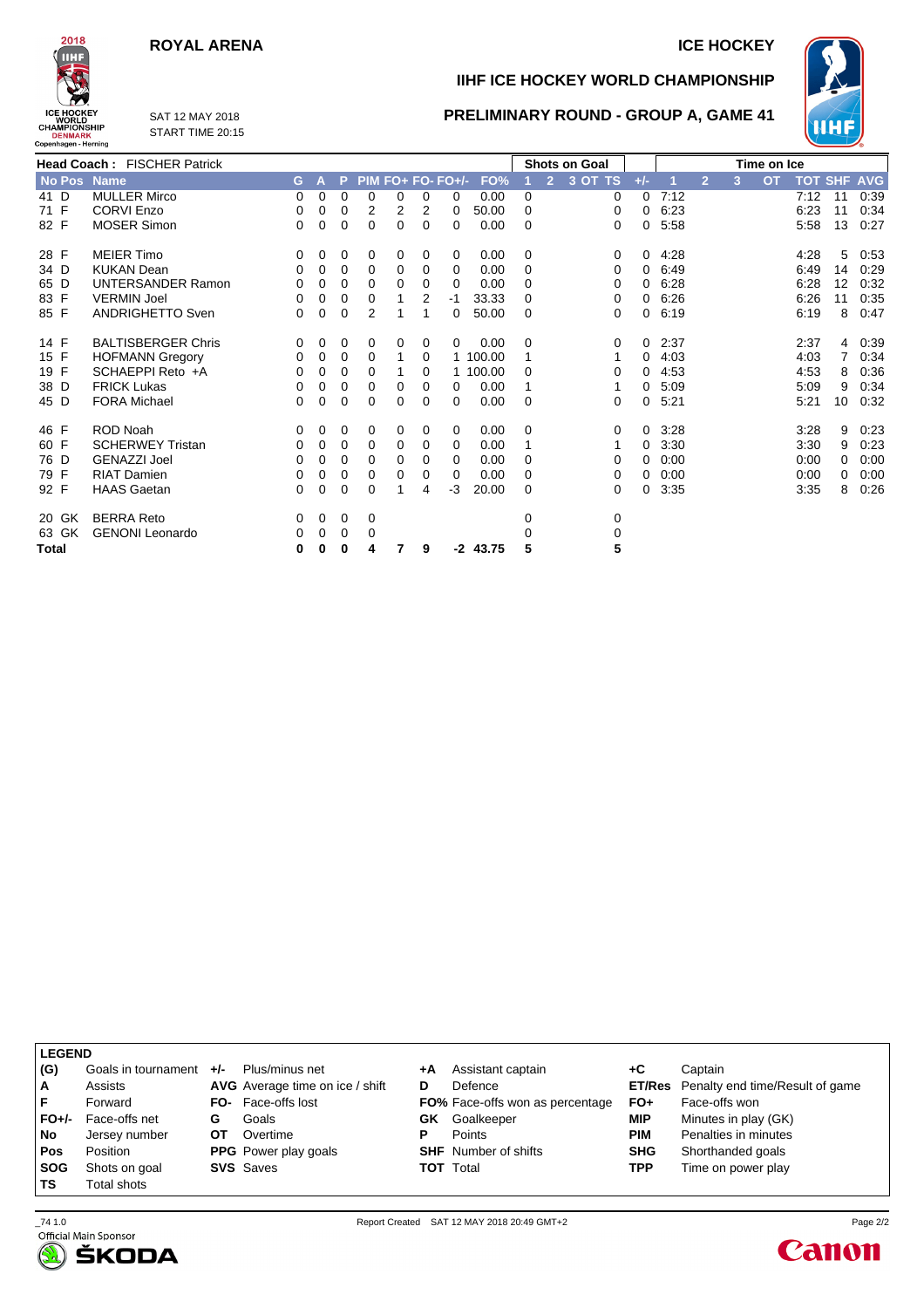ROYAL ARENA

ICE HOCKEY

## IIHF ICE HOCKEY WORLD CHAMPIONSHIP

SAT 12 MAY 2018
START TIME 20:15

## PRELIMINARY ROUND - GROUP A, GAME 41

**Head Coach :** FISCHER Patrick

| No | Pos | Name | G | A | P | PIM | FO+ | FO- | FO+/- | FO% | SOG 1 | SOG 2 | SOG 3 | SOG OT | SOG TS | +/- | TOI 1 | TOI 2 | TOI 3 | TOI OT | TOT | SHF | AVG |
|---|---|---|---|---|---|---|---|---|---|---|---|---|---|---|---|---|---|---|---|---|---|---|---|
| 41 | D | MULLER Mirco | 0 | 0 | 0 | 0 | 0 | 0 | 0 | 0.00 | 0 | | | | 0 | 0 | 7:12 | | | | 7:12 | 11 | 0:39 |
| 71 | F | CORVI Enzo | 0 | 0 | 0 | 2 | 2 | 2 | 0 | 50.00 | 0 | | | | 0 | 0 | 6:23 | | | | 6:23 | 11 | 0:34 |
| 82 | F | MOSER Simon | 0 | 0 | 0 | 0 | 0 | 0 | 0 | 0.00 | 0 | | | | 0 | 0 | 5:58 | | | | 5:58 | 13 | 0:27 |
| 28 | F | MEIER Timo | 0 | 0 | 0 | 0 | 0 | 0 | 0 | 0.00 | 0 | | | | 0 | 0 | 4:28 | | | | 4:28 | 5 | 0:53 |
| 34 | D | KUKAN Dean | 0 | 0 | 0 | 0 | 0 | 0 | 0 | 0.00 | 0 | | | | 0 | 0 | 6:49 | | | | 6:49 | 14 | 0:29 |
| 65 | D | UNTERSANDER Ramon | 0 | 0 | 0 | 0 | 0 | 0 | 0 | 0.00 | 0 | | | | 0 | 0 | 6:28 | | | | 6:28 | 12 | 0:32 |
| 83 | F | VERMIN Joel | 0 | 0 | 0 | 0 | 1 | 2 | -1 | 33.33 | 0 | | | | 0 | 0 | 6:26 | | | | 6:26 | 11 | 0:35 |
| 85 | F | ANDRIGHETTO Sven | 0 | 0 | 0 | 2 | 1 | 1 | 0 | 50.00 | 0 | | | | 0 | 0 | 6:19 | | | | 6:19 | 8 | 0:47 |
| 14 | F | BALTISBERGER Chris | 0 | 0 | 0 | 0 | 0 | 0 | 0 | 0.00 | 0 | | | | 0 | 0 | 2:37 | | | | 2:37 | 4 | 0:39 |
| 15 | F | HOFMANN Gregory | 0 | 0 | 0 | 0 | 1 | 0 | 1 | 100.00 | 1 | | | | 1 | 0 | 4:03 | | | | 4:03 | 7 | 0:34 |
| 19 | F | SCHAEPPI Reto +A | 0 | 0 | 0 | 0 | 1 | 0 | 1 | 100.00 | 0 | | | | 0 | 0 | 4:53 | | | | 4:53 | 8 | 0:36 |
| 38 | D | FRICK Lukas | 0 | 0 | 0 | 0 | 0 | 0 | 0 | 0.00 | 1 | | | | 1 | 0 | 5:09 | | | | 5:09 | 9 | 0:34 |
| 45 | D | FORA Michael | 0 | 0 | 0 | 0 | 0 | 0 | 0 | 0.00 | 0 | | | | 0 | 0 | 5:21 | | | | 5:21 | 10 | 0:32 |
| 46 | F | ROD Noah | 0 | 0 | 0 | 0 | 0 | 0 | 0 | 0.00 | 0 | | | | 0 | 0 | 3:28 | | | | 3:28 | 9 | 0:23 |
| 60 | F | SCHERWEY Tristan | 0 | 0 | 0 | 0 | 0 | 0 | 0 | 0.00 | 1 | | | | 1 | 0 | 3:30 | | | | 3:30 | 9 | 0:23 |
| 76 | D | GENAZZI Joel | 0 | 0 | 0 | 0 | 0 | 0 | 0 | 0.00 | 0 | | | | 0 | 0 | 0:00 | | | | 0:00 | 0 | 0:00 |
| 79 | F | RIAT Damien | 0 | 0 | 0 | 0 | 0 | 0 | 0 | 0.00 | 0 | | | | 0 | 0 | 0:00 | | | | 0:00 | 0 | 0:00 |
| 92 | F | HAAS Gaetan | 0 | 0 | 0 | 0 | 1 | 4 | -3 | 20.00 | 0 | | | | 0 | 0 | 3:35 | | | | 3:35 | 8 | 0:26 |
| 20 | GK | BERRA Reto | 0 | 0 | 0 | 0 | | | | | 0 | | | | 0 | | | | | | | | |
| 63 | GK | GENONI Leonardo | 0 | 0 | 0 | 0 | | | | | 0 | | | | 0 | | | | | | | | |
| **Total** | | | **0** | **0** | **0** | **4** | **7** | **9** | **-2** | **43.75** | **5** | | | | **5** | | | | | | | | |

**LEGEND**

| | | | | | | | |
|---|---|---|---|---|---|---|---|
| **(G)** | Goals in tournament | **+/-** | Plus/minus net | **+A** | Assistant captain | **+C** | Captain |
| **A** | Assists | **AVG** | Average time on ice / shift | **D** | Defence | **ET/Res** | Penalty end time/Result of game |
| **F** | Forward | **FO-** | Face-offs lost | **FO%** | Face-offs won as percentage | **FO+** | Face-offs won |
| **FO+/-** | Face-offs net | **G** | Goals | **GK** | Goalkeeper | **MIP** | Minutes in play (GK) |
| **No** | Jersey number | **OT** | Overtime | **P** | Points | **PIM** | Penalties in minutes |
| **Pos** | Position | **PPG** | Power play goals | **SHF** | Number of shifts | **SHG** | Shorthanded goals |
| **SOG** | Shots on goal | **SVS** | Saves | **TOT** | Total | **TPP** | Time on power play |
| **TS** | Total shots | | | | | | |

_74 1.0 Report Created SAT 12 MAY 2018 20:49 GMT+2

Official Main Sponsor ŠKODA

Canon